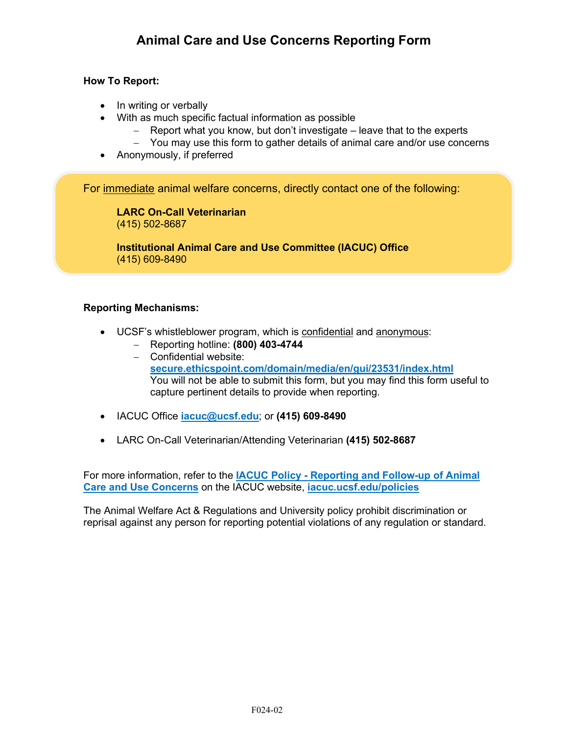# Animal Care and Use Concerns Reporting Form

**How To Report:**

- In writing or verbally
- With as much specific factual information as possible
  - Report what you know, but don't investigate – leave that to the experts
  - You may use this form to gather details of animal care and/or use concerns
- Anonymously, if preferred

For immediate animal welfare concerns, directly contact one of the following:

> **LARC On-Call Veterinarian**
> (415) 502-8687
>
> **Institutional Animal Care and Use Committee (IACUC) Office**
> (415) 609-8490

**Reporting Mechanisms:**

- UCSF's whistleblower program, which is confidential and anonymous:
  - Reporting hotline: **(800) 403-4744**
  - Confidential website: **secure.ethicspoint.com/domain/media/en/gui/23531/index.html**
    You will not be able to submit this form, but you may find this form useful to capture pertinent details to provide when reporting.

- IACUC Office **iacuc@ucsf.edu**; or **(415) 609-8490**

- LARC On-Call Veterinarian/Attending Veterinarian **(415) 502-8687**

For more information, refer to the **IACUC Policy - Reporting and Follow-up of Animal Care and Use Concerns** on the IACUC website, **iacuc.ucsf.edu/policies**

The Animal Welfare Act & Regulations and University policy prohibit discrimination or reprisal against any person for reporting potential violations of any regulation or standard.

F024-02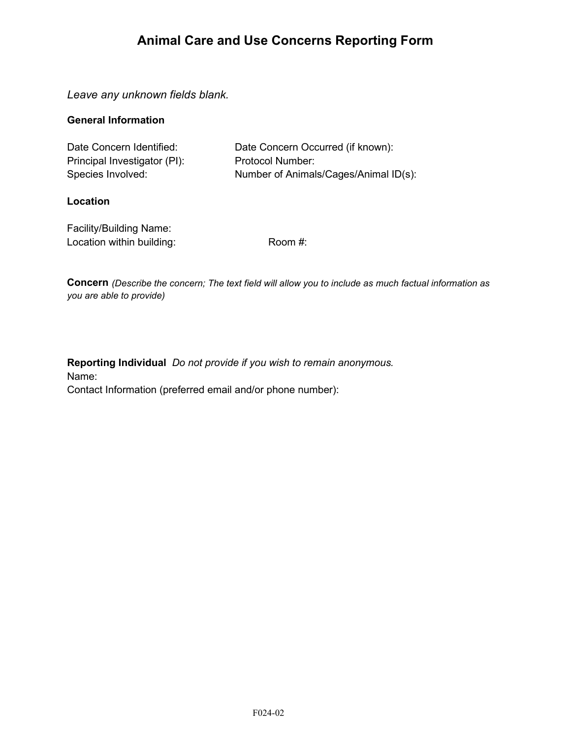# Animal Care and Use Concerns Reporting Form

*Leave any unknown fields blank.*

**General Information**

Date Concern Identified:

Date Concern Occurred (if known):

Principal Investigator (PI):

Protocol Number:

Species Involved:

Number of Animals/Cages/Animal ID(s):

**Location**

Facility/Building Name:

Location within building:

Room #:

**Concern** *(Describe the concern; The text field will allow you to include as much factual information as you are able to provide)*

**Reporting Individual** *Do not provide if you wish to remain anonymous.*

Name:

Contact Information (preferred email and/or phone number):

F024-02